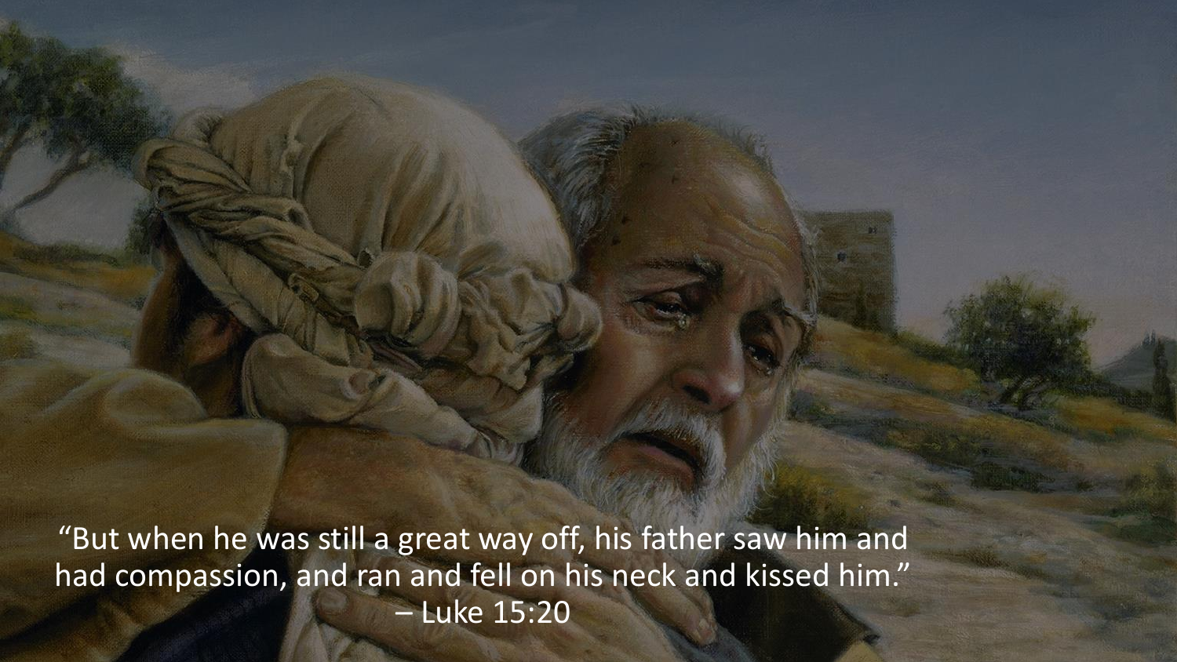"But when he was still a great way off, his father saw him and had compassion, and ran and fell on his neck and kissed him."
– Luke 15:20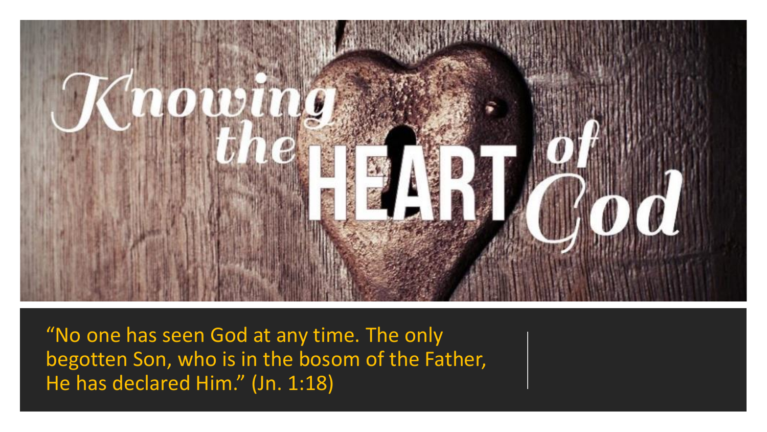# Knowing the HEART of God

"No one has seen God at any time. The only begotten Son, who is in the bosom of the Father, He has declared Him." (Jn. 1:18)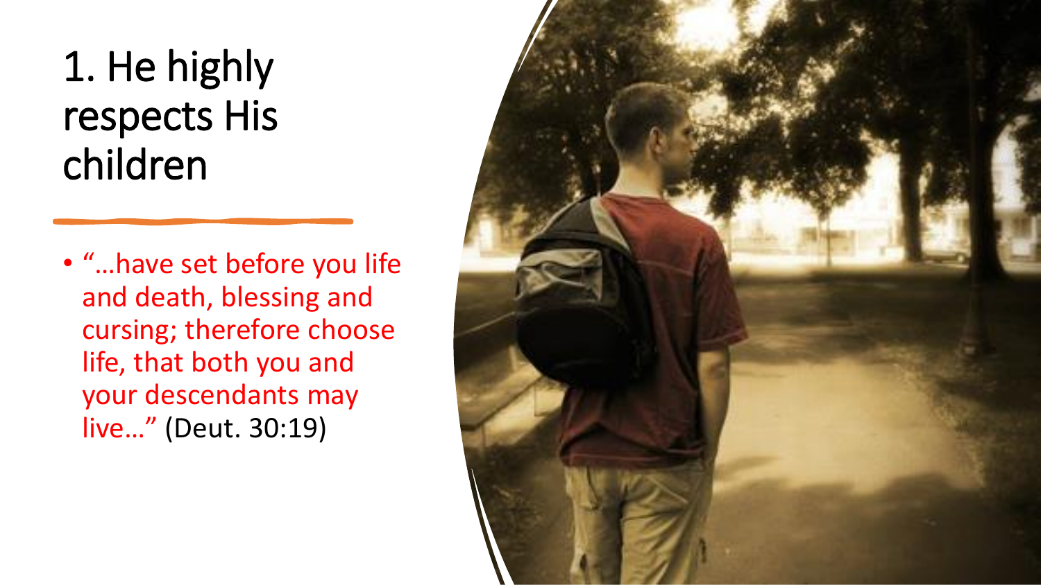# 1. He highly respects His children

- "…have set before you life and death, blessing and cursing; therefore choose life, that both you and your descendants may live…" (Deut. 30:19)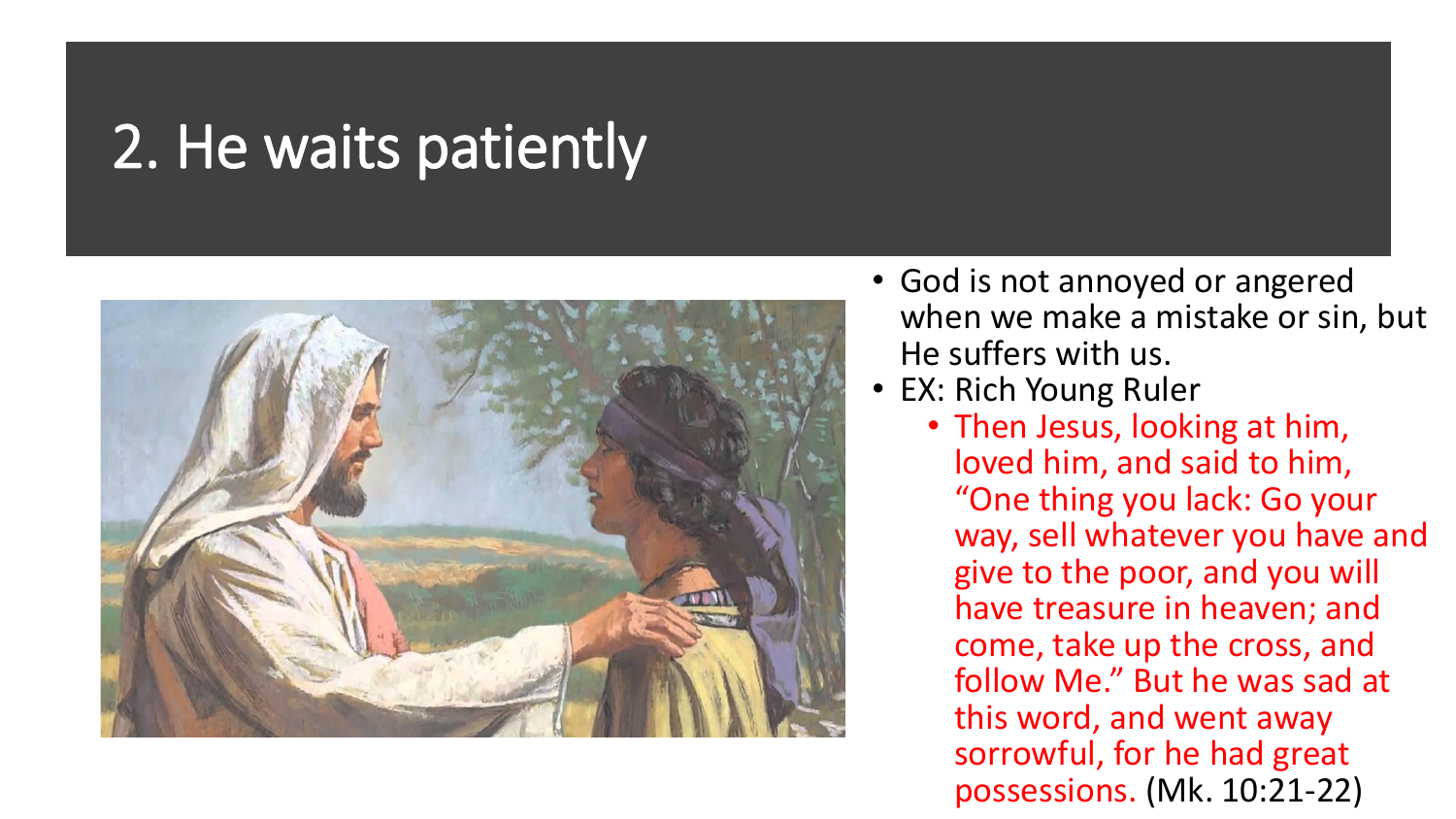# 2. He waits patiently

- God is not annoyed or angered when we make a mistake or sin, but He suffers with us.
- EX: Rich Young Ruler
  - Then Jesus, looking at him, loved him, and said to him, "One thing you lack: Go your way, sell whatever you have and give to the poor, and you will have treasure in heaven; and come, take up the cross, and follow Me." But he was sad at this word, and went away sorrowful, for he had great possessions. (Mk. 10:21-22)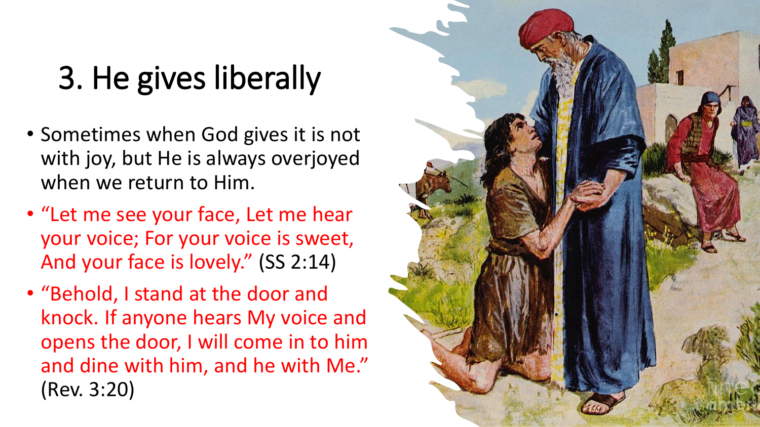# 3. He gives liberally

- Sometimes when God gives it is not with joy, but He is always overjoyed when we return to Him.
- "Let me see your face, Let me hear your voice; For your voice is sweet, And your face is lovely." (SS 2:14)
- "Behold, I stand at the door and knock. If anyone hears My voice and opens the door, I will come in to him and dine with him, and he with Me." (Rev. 3:20)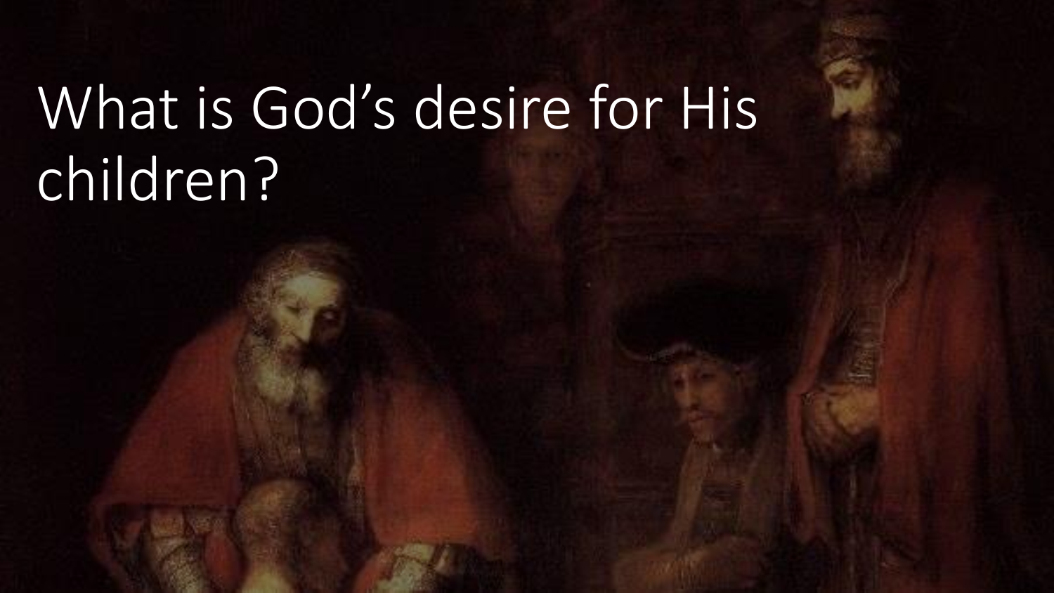# What is God's desire for His children?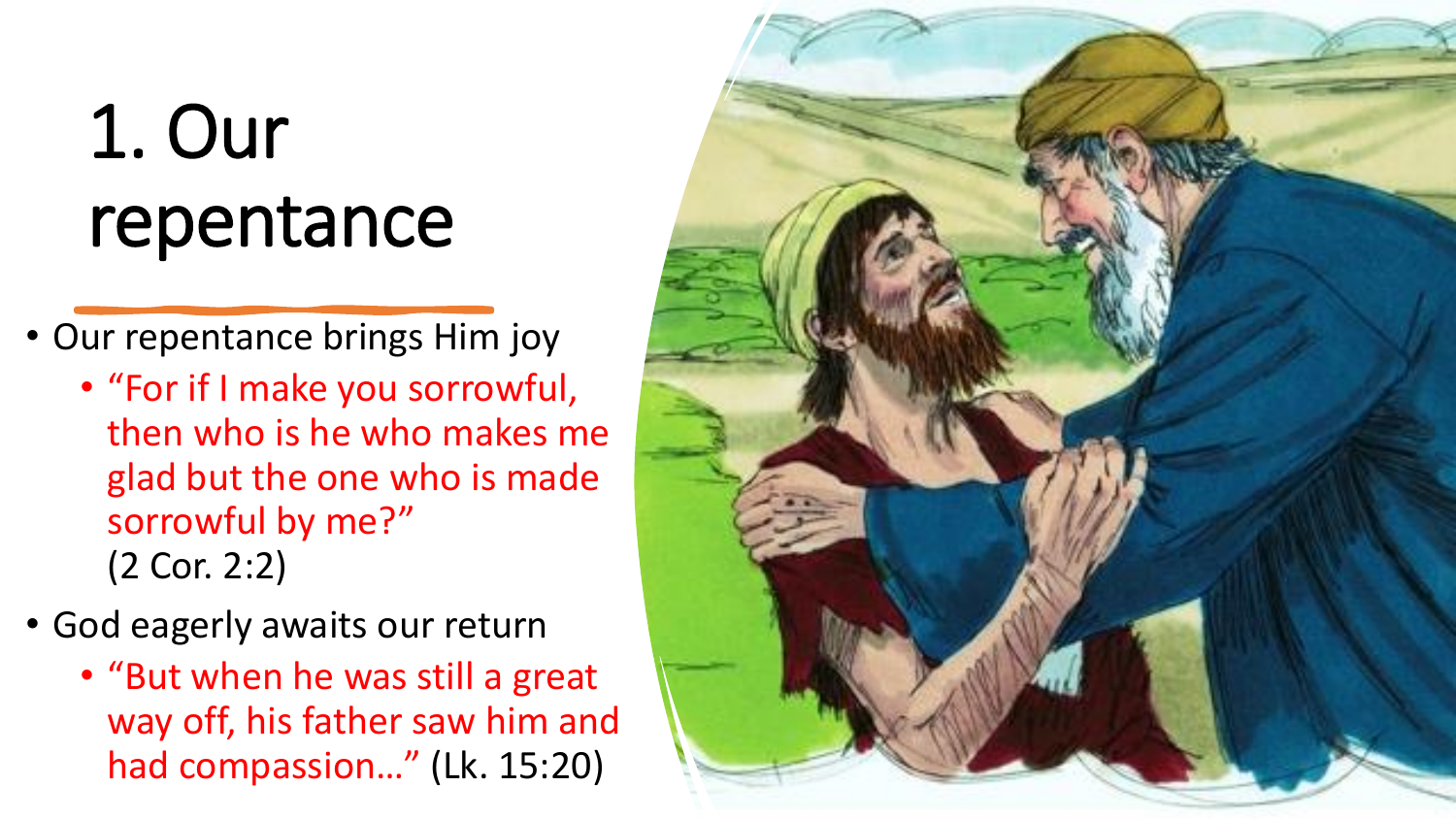# 1. Our repentance

- Our repentance brings Him joy
  - "For if I make you sorrowful, then who is he who makes me glad but the one who is made sorrowful by me?" (2 Cor. 2:2)
- God eagerly awaits our return
  - "But when he was still a great way off, his father saw him and had compassion…" (Lk. 15:20)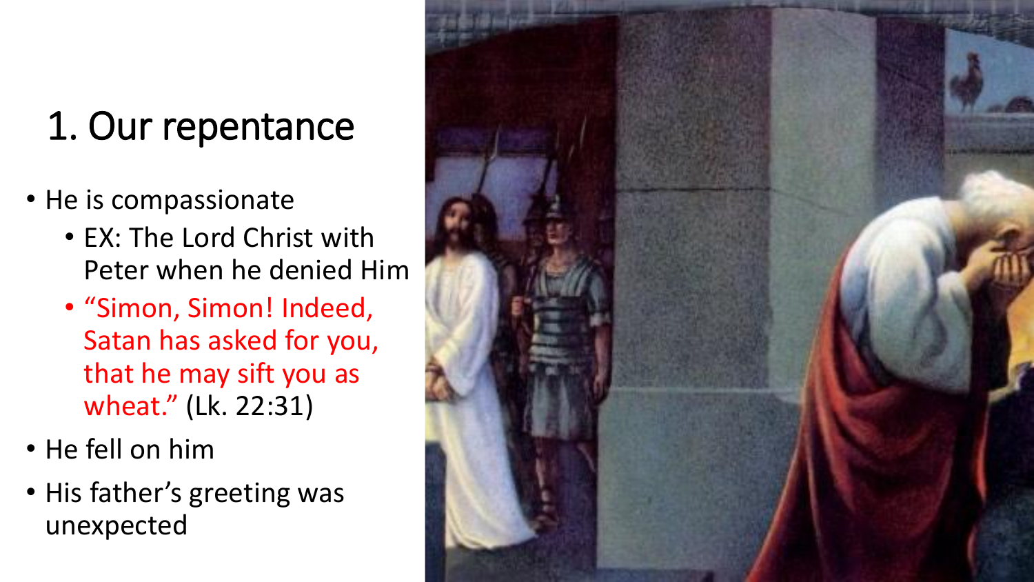# 1. Our repentance

- He is compassionate
  - EX: The Lord Christ with Peter when he denied Him
  - "Simon, Simon! Indeed, Satan has asked for you, that he may sift you as wheat." (Lk. 22:31)
- He fell on him
- His father's greeting was unexpected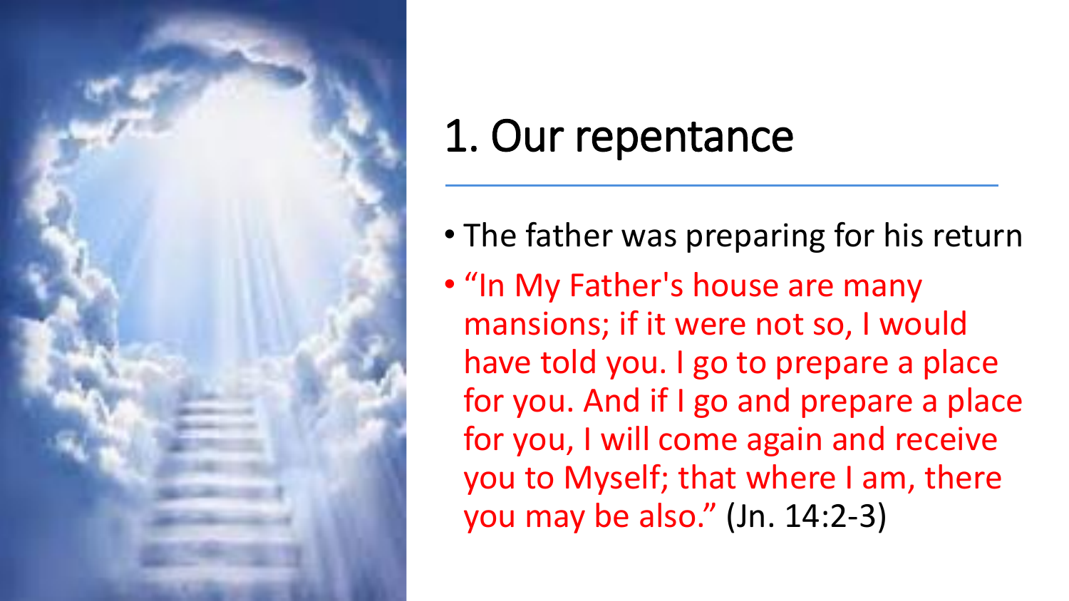# 1. Our repentance

- The father was preparing for his return
- "In My Father's house are many mansions; if it were not so, I would have told you. I go to prepare a place for you. And if I go and prepare a place for you, I will come again and receive you to Myself; that where I am, there you may be also." (Jn. 14:2-3)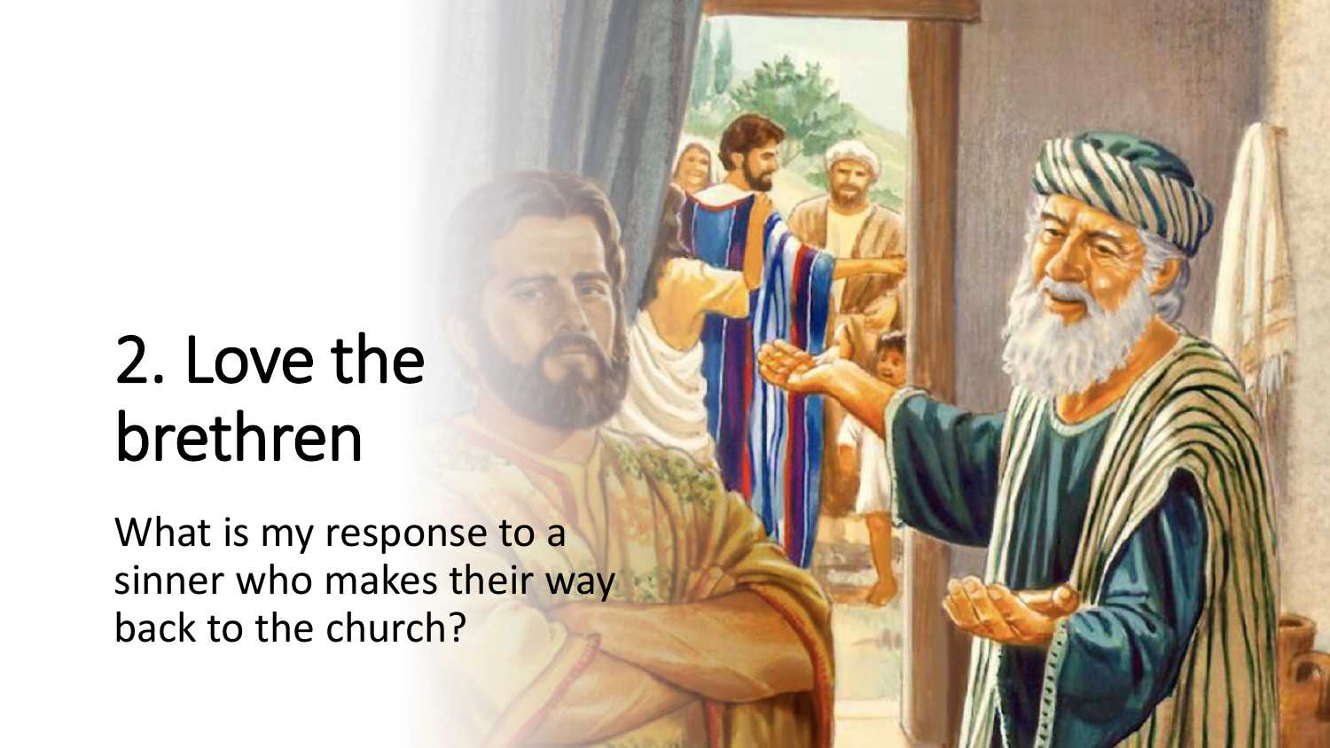# 2. Love the brethren

What is my response to a sinner who makes their way back to the church?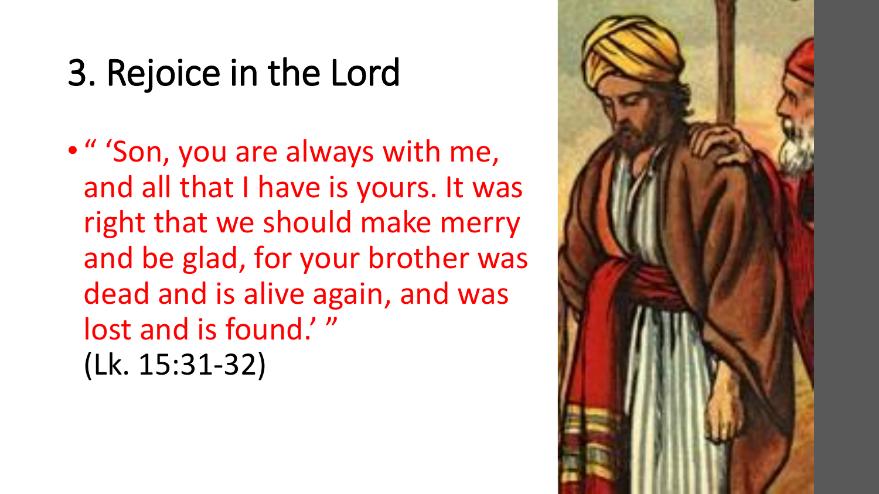# 3. Rejoice in the Lord

- " 'Son, you are always with me, and all that I have is yours. It was right that we should make merry and be glad, for your brother was dead and is alive again, and was lost and is found.' " (Lk. 15:31-32)